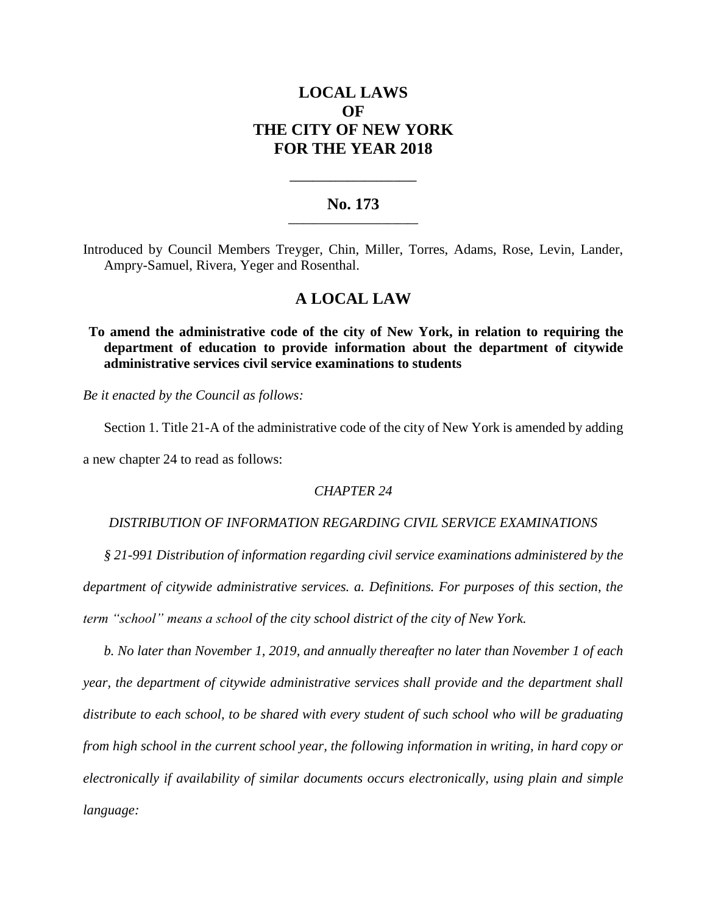# LOCAL LAWS
# OF
# THE CITY OF NEW YORK
# FOR THE YEAR 2018

---

## No. 173

---

Introduced by Council Members Treyger, Chin, Miller, Torres, Adams, Rose, Levin, Lander, Ampry-Samuel, Rivera, Yeger and Rosenthal.

## A LOCAL LAW

**To amend the administrative code of the city of New York, in relation to requiring the department of education to provide information about the department of citywide administrative services civil service examinations to students**

*Be it enacted by the Council as follows:*

Section 1. Title 21-A of the administrative code of the city of New York is amended by adding a new chapter 24 to read as follows:

*CHAPTER 24*

*DISTRIBUTION OF INFORMATION REGARDING CIVIL SERVICE EXAMINATIONS*

*§ 21-991 Distribution of information regarding civil service examinations administered by the department of citywide administrative services. a. Definitions. For purposes of this section, the term "school" means a school of the city school district of the city of New York.*

*b. No later than November 1, 2019, and annually thereafter no later than November 1 of each year, the department of citywide administrative services shall provide and the department shall distribute to each school, to be shared with every student of such school who will be graduating from high school in the current school year, the following information in writing, in hard copy or electronically if availability of similar documents occurs electronically, using plain and simple language:*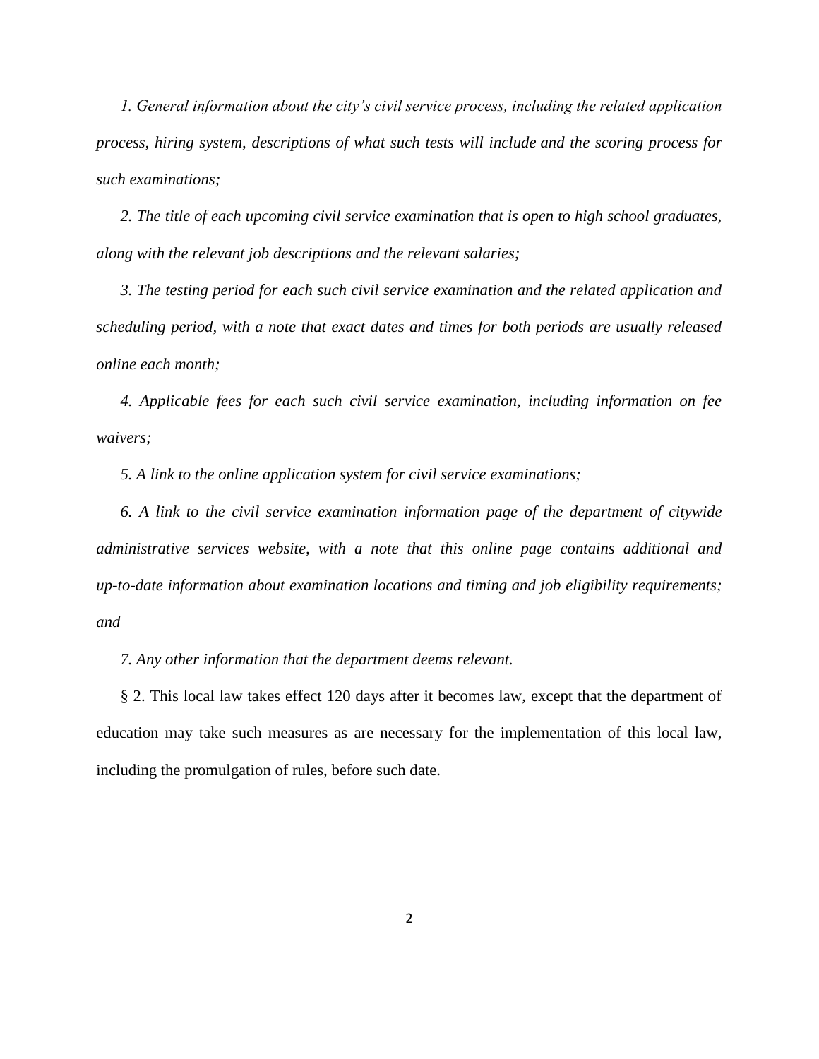*1. General information about the city's civil service process, including the related application process, hiring system, descriptions of what such tests will include and the scoring process for such examinations;*

*2. The title of each upcoming civil service examination that is open to high school graduates, along with the relevant job descriptions and the relevant salaries;*

*3. The testing period for each such civil service examination and the related application and scheduling period, with a note that exact dates and times for both periods are usually released online each month;*

*4. Applicable fees for each such civil service examination, including information on fee waivers;*

*5. A link to the online application system for civil service examinations;*

*6. A link to the civil service examination information page of the department of citywide administrative services website, with a note that this online page contains additional and up-to-date information about examination locations and timing and job eligibility requirements; and*

*7. Any other information that the department deems relevant.*

§ 2. This local law takes effect 120 days after it becomes law, except that the department of education may take such measures as are necessary for the implementation of this local law, including the promulgation of rules, before such date.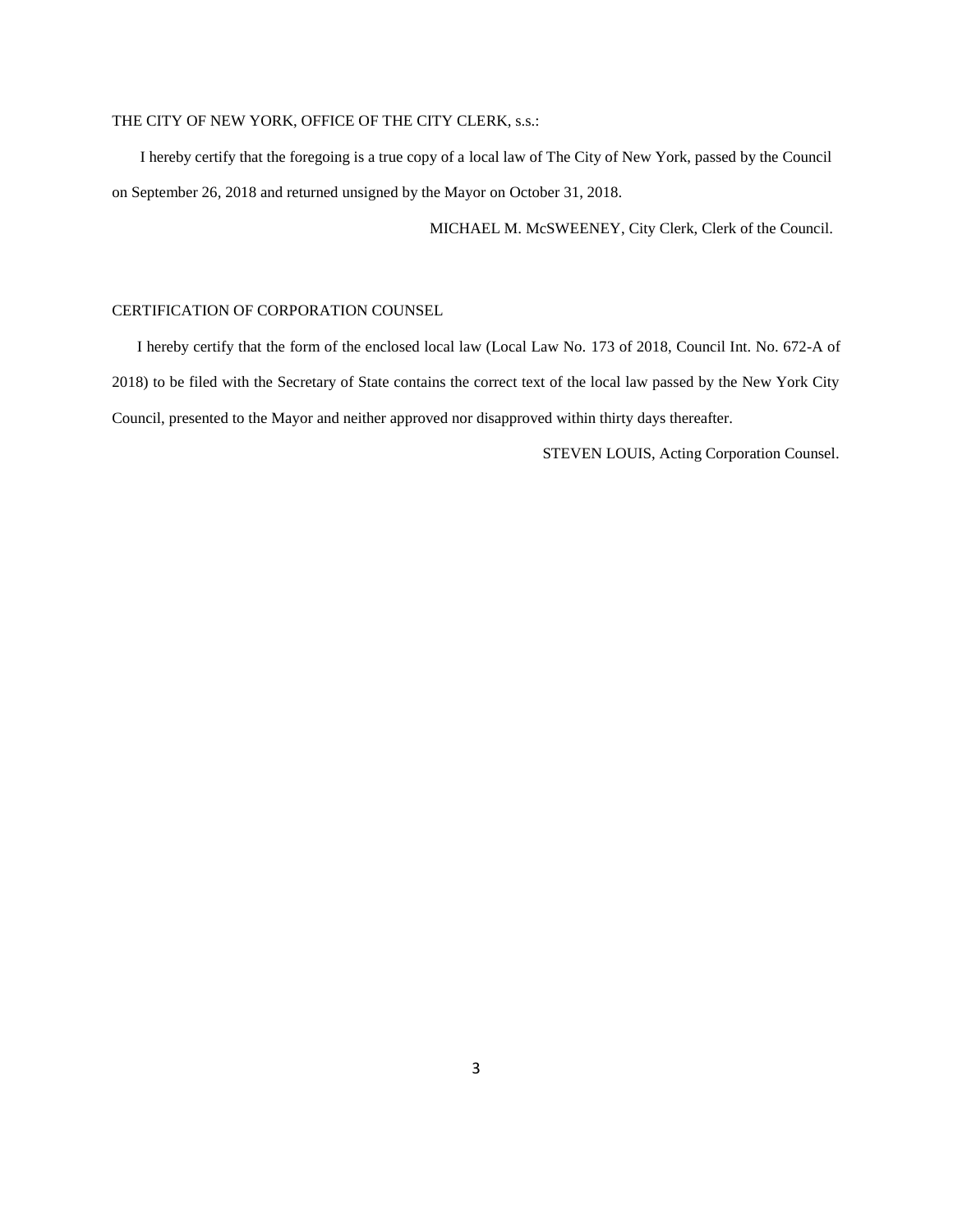THE CITY OF NEW YORK, OFFICE OF THE CITY CLERK, s.s.:

I hereby certify that the foregoing is a true copy of a local law of The City of New York, passed by the Council on September 26, 2018 and returned unsigned by the Mayor on October 31, 2018.

MICHAEL M. McSWEENEY, City Clerk, Clerk of the Council.

CERTIFICATION OF CORPORATION COUNSEL

I hereby certify that the form of the enclosed local law (Local Law No. 173 of 2018, Council Int. No. 672-A of 2018) to be filed with the Secretary of State contains the correct text of the local law passed by the New York City Council, presented to the Mayor and neither approved nor disapproved within thirty days thereafter.

STEVEN LOUIS, Acting Corporation Counsel.